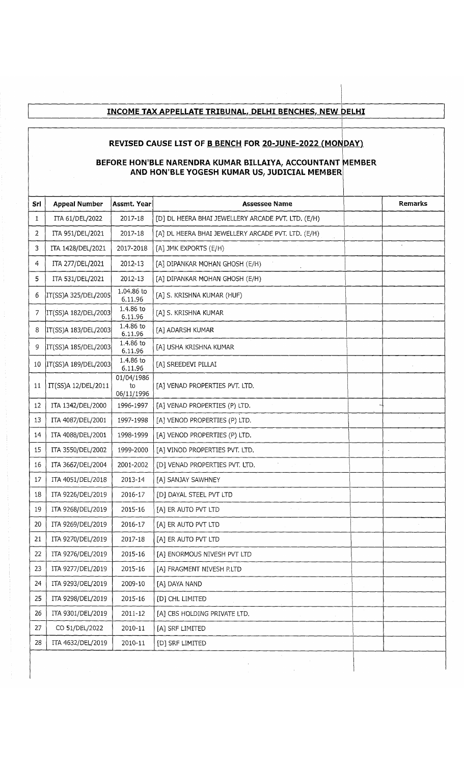## INCOME TAX APPELLATE TRIBUNAL, DELHI BENCHES, NEW DELHI

### REVISED CAUSE LIST OF B BENCH FOR 20-JUNE-2022 (MONDAY)

### BEFORE HON'BLE NARENDRA KUMAR BILLAIYA, ACCOUNTANT MEMBER AND HON'BLE YOGESH KUMAR US, JUDICIAL MEMBER

| Srl | Appeal Number | Assmt. Year | Assessee Name | | Remarks |
|---|---|---|---|---|---|
| 1 | ITA 61/DEL/2022 | 2017-18 | [D] DL HEERA BHAI JEWELLERY ARCADE PVT. LTD. (E/H) | | |
| 2 | ITA 951/DEL/2021 | 2017-18 | [A] DL HEERA BHAI JEWELLERY ARCADE PVT. LTD. (E/H) | | |
| 3 | ITA 1428/DEL/2021 | 2017-2018 | [A] JMK EXPORTS (E/H) | | |
| 4 | ITA 277/DEL/2021 | 2012-13 | [A] DIPANKAR MOHAN GHOSH (E/H) | | |
| 5 | ITA 531/DEL/2021 | 2012-13 | [A] DIPANKAR MOHAN GHOSH (E/H) | | |
| 6 | IT(SS)A 325/DEL/2005 | 1.04.86 to 6.11.96 | [A] S. KRISHNA KUMAR (HUF) | | |
| 7 | IT(SS)A 182/DEL/2003 | 1.4.86 to 6.11.96 | [A] S. KRISHNA KUMAR | | |
| 8 | IT(SS)A 183/DEL/2003 | 1.4.86 to 6.11.96 | [A] ADARSH KUMAR | | |
| 9 | IT(SS)A 185/DEL/2003 | 1.4.86 to 6.11.96 | [A] USHA KRISHNA KUMAR | | |
| 10 | IT(SS)A 189/DEL/2003 | 1.4.86 to 6.11.96 | [A] SREEDEVI PILLAI | | |
| 11 | IT(SS)A 12/DEL/2011 | 01/04/1986 to 06/11/1996 | [A] VENAD PROPERTIES PVT. LTD. | | |
| 12 | ITA 1342/DEL/2000 | 1996-1997 | [A] VENAD PROPERTIES (P) LTD. | | |
| 13 | ITA 4087/DEL/2001 | 1997-1998 | [A] VENOD PROPERTIES (P) LTD. | | |
| 14 | ITA 4088/DEL/2001 | 1998-1999 | [A] VENOD PROPERTIES (P) LTD. | | |
| 15 | ITA 3550/DEL/2002 | 1999-2000 | [A] VINOD PROPERTIES PVT. LTD. | | |
| 16 | ITA 3667/DEL/2004 | 2001-2002 | [D] VENAD PROPERTIES PVT. LTD. | | |
| 17 | ITA 4051/DEL/2018 | 2013-14 | [A] SANJAY SAWHNEY | | |
| 18 | ITA 9226/DEL/2019 | 2016-17 | [D] DAYAL STEEL PVT LTD | | |
| 19 | ITA 9268/DEL/2019 | 2015-16 | [A] ER AUTO PVT LTD | | |
| 20 | ITA 9269/DEL/2019 | 2016-17 | [A] ER AUTO PVT LTD | | |
| 21 | ITA 9270/DEL/2019 | 2017-18 | [A] ER AUTO PVT LTD | | |
| 22 | ITA 9276/DEL/2019 | 2015-16 | [A] ENORMOUS NIVESH PVT LTD | | |
| 23 | ITA 9277/DEL/2019 | 2015-16 | [A] FRAGMENT NIVESH P.LTD | | |
| 24 | ITA 9293/DEL/2019 | 2009-10 | [A] DAYA NAND | | |
| 25 | ITA 9298/DEL/2019 | 2015-16 | [D] CHL LIMITED | | |
| 26 | ITA 9301/DEL/2019 | 2011-12 | [A] CBS HOLDING PRIVATE LTD. | | |
| 27 | CO 51/DEL/2022 | 2010-11 | [A] SRF LIMITED | | |
| 28 | ITA 4632/DEL/2019 | 2010-11 | [D] SRF LIMITED | | |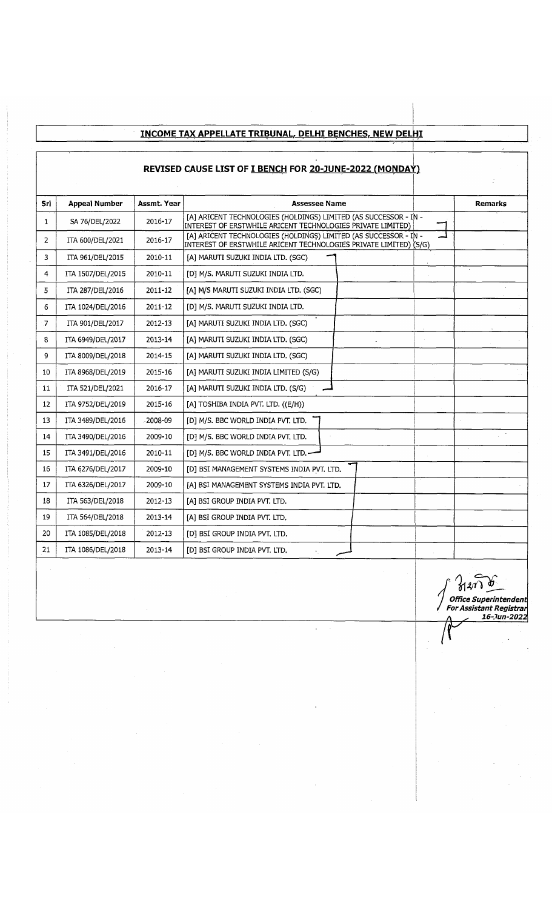**INCOME TAX APPELLATE TRIBUNAL, DELHI BENCHES, NEW DELHI**

**REVISED CAUSE LIST OF I BENCH FOR 20-JUNE-2022 (MONDAY)**

| Srl | Appeal Number | Assmt. Year | Assessee Name | Remarks |
|---|---|---|---|---|
| 1 | SA 76/DEL/2022 | 2016-17 | [A] ARICENT TECHNOLOGIES (HOLDINGS) LIMITED (AS SUCCESSOR - IN - INTEREST OF ERSTWHILE ARICENT TECHNOLOGIES PRIVATE LIMITED) | |
| 2 | ITA 600/DEL/2021 | 2016-17 | [A] ARICENT TECHNOLOGIES (HOLDINGS) LIMITED (AS SUCCESSOR - IN - INTEREST OF ERSTWHILE ARICENT TECHNOLOGIES PRIVATE LIMITED) (S/G) | |
| 3 | ITA 961/DEL/2015 | 2010-11 | [A] MARUTI SUZUKI INDIA LTD. (SGC) | |
| 4 | ITA 1507/DEL/2015 | 2010-11 | [D] M/S. MARUTI SUZUKI INDIA LTD. | |
| 5 | ITA 287/DEL/2016 | 2011-12 | [A] M/S MARUTI SUZUKI INDIA LTD. (SGC) | |
| 6 | ITA 1024/DEL/2016 | 2011-12 | [D] M/S. MARUTI SUZUKI INDIA LTD. | |
| 7 | ITA 901/DEL/2017 | 2012-13 | [A] MARUTI SUZUKI INDIA LTD. (SGC) | |
| 8 | ITA 6949/DEL/2017 | 2013-14 | [A] MARUTI SUZUKI INDIA LTD. (SGC) | |
| 9 | ITA 8009/DEL/2018 | 2014-15 | [A] MARUTI SUZUKI INDIA LTD. (SGC) | |
| 10 | ITA 8968/DEL/2019 | 2015-16 | [A] MARUTI SUZUKI INDIA LIMITED (S/G) | |
| 11 | ITA 521/DEL/2021 | 2016-17 | [A] MARUTI SUZUKI INDIA LTD. (S/G) | |
| 12 | ITA 9752/DEL/2019 | 2015-16 | [A] TOSHIBA INDIA PVT. LTD. ((E/H)) | |
| 13 | ITA 3489/DEL/2016 | 2008-09 | [D] M/S. BBC WORLD INDIA PVT. LTD. | |
| 14 | ITA 3490/DEL/2016 | 2009-10 | [D] M/S. BBC WORLD INDIA PVT. LTD. | |
| 15 | ITA 3491/DEL/2016 | 2010-11 | [D] M/S. BBC WORLD INDIA PVT. LTD. | |
| 16 | ITA 6276/DEL/2017 | 2009-10 | [D] BSI MANAGEMENT SYSTEMS INDIA PVT. LTD. | |
| 17 | ITA 6326/DEL/2017 | 2009-10 | [A] BSI MANAGEMENT SYSTEMS INDIA PVT. LTD. | |
| 18 | ITA 563/DEL/2018 | 2012-13 | [A] BSI GROUP INDIA PVT. LTD. | |
| 19 | ITA 564/DEL/2018 | 2013-14 | [A] BSI GROUP INDIA PVT. LTD. | |
| 20 | ITA 1085/DEL/2018 | 2012-13 | [D] BSI GROUP INDIA PVT. LTD. | |
| 21 | ITA 1086/DEL/2018 | 2013-14 | [D] BSI GROUP INDIA PVT. LTD. | |

*Office Superintendent*
*For Assistant Registrar*
*16-Jun-2022*